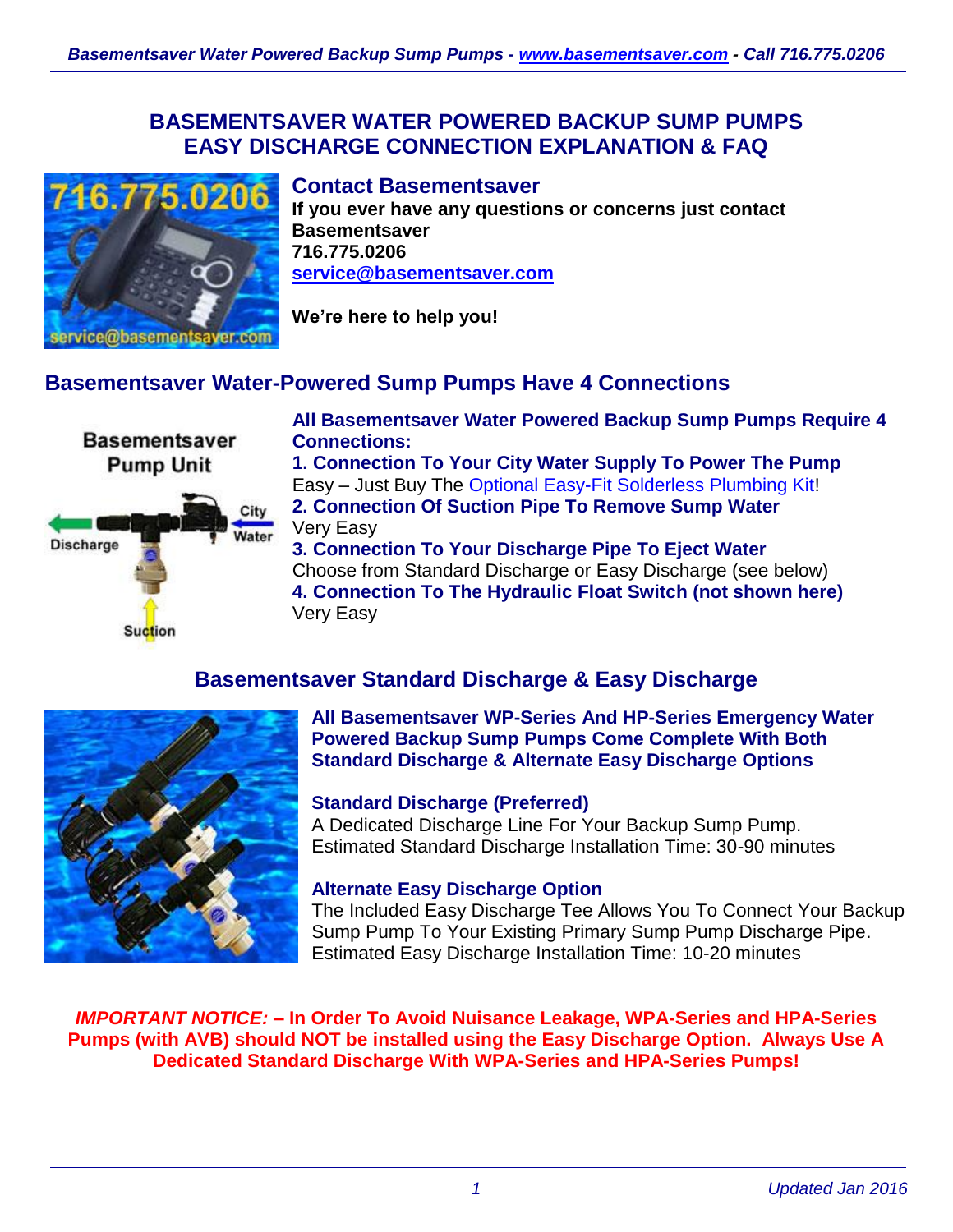# BASEMENTSAVER WATER POWERED BACKUP SUMP PUMPS EASY DISCHARGE CONNECTION EXPLANATION & FAQ

## Contact Basementsaver

**If you ever have any questions or concerns just contact Basementsaver**
**716.775.0206**
**service@basementsaver.com**

**We're here to help you!**

## Basementsaver Water-Powered Sump Pumps Have 4 Connections

**All Basementsaver Water Powered Backup Sump Pumps Require 4 Connections:**

**1. Connection To Your City Water Supply To Power The Pump**
Easy – Just Buy The Optional Easy-Fit Solderless Plumbing Kit!

**2. Connection Of Suction Pipe To Remove Sump Water**
Very Easy

**3. Connection To Your Discharge Pipe To Eject Water**
Choose from Standard Discharge or Easy Discharge (see below)

**4. Connection To The Hydraulic Float Switch (not shown here)**
Very Easy

## Basementsaver Standard Discharge & Easy Discharge

**All Basementsaver WP-Series And HP-Series Emergency Water Powered Backup Sump Pumps Come Complete With Both Standard Discharge & Alternate Easy Discharge Options**

### Standard Discharge (Preferred)

A Dedicated Discharge Line For Your Backup Sump Pump.
Estimated Standard Discharge Installation Time: 30-90 minutes

### Alternate Easy Discharge Option

The Included Easy Discharge Tee Allows You To Connect Your Backup Sump Pump To Your Existing Primary Sump Pump Discharge Pipe.
Estimated Easy Discharge Installation Time: 10-20 minutes

***IMPORTANT NOTICE:*** **– In Order To Avoid Nuisance Leakage, WPA-Series and HPA-Series Pumps (with AVB) should NOT be installed using the Easy Discharge Option. Always Use A Dedicated Standard Discharge With WPA-Series and HPA-Series Pumps!**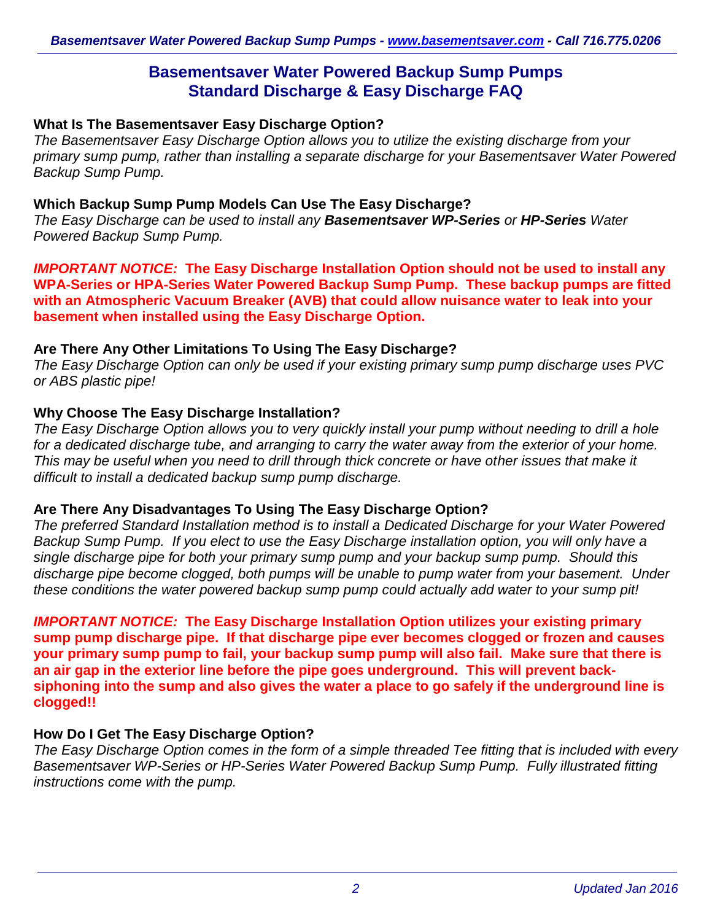# Basementsaver Water Powered Backup Sump Pumps
# Standard Discharge & Easy Discharge FAQ

**What Is The Basementsaver Easy Discharge Option?**

*The Basementsaver Easy Discharge Option allows you to utilize the existing discharge from your primary sump pump, rather than installing a separate discharge for your Basementsaver Water Powered Backup Sump Pump.*

**Which Backup Sump Pump Models Can Use The Easy Discharge?**

*The Easy Discharge can be used to install any **Basementsaver WP-Series** or **HP-Series** Water Powered Backup Sump Pump.*

***IMPORTANT NOTICE:*** **The Easy Discharge Installation Option should not be used to install any WPA-Series or HPA-Series Water Powered Backup Sump Pump. These backup pumps are fitted with an Atmospheric Vacuum Breaker (AVB) that could allow nuisance water to leak into your basement when installed using the Easy Discharge Option.**

**Are There Any Other Limitations To Using The Easy Discharge?**

*The Easy Discharge Option can only be used if your existing primary sump pump discharge uses PVC or ABS plastic pipe!*

**Why Choose The Easy Discharge Installation?**

*The Easy Discharge Option allows you to very quickly install your pump without needing to drill a hole for a dedicated discharge tube, and arranging to carry the water away from the exterior of your home. This may be useful when you need to drill through thick concrete or have other issues that make it difficult to install a dedicated backup sump pump discharge.*

**Are There Any Disadvantages To Using The Easy Discharge Option?**

*The preferred Standard Installation method is to install a Dedicated Discharge for your Water Powered Backup Sump Pump. If you elect to use the Easy Discharge installation option, you will only have a single discharge pipe for both your primary sump pump and your backup sump pump. Should this discharge pipe become clogged, both pumps will be unable to pump water from your basement. Under these conditions the water powered backup sump pump could actually add water to your sump pit!*

***IMPORTANT NOTICE:*** **The Easy Discharge Installation Option utilizes your existing primary sump pump discharge pipe. If that discharge pipe ever becomes clogged or frozen and causes your primary sump pump to fail, your backup sump pump will also fail. Make sure that there is an air gap in the exterior line before the pipe goes underground. This will prevent back-siphoning into the sump and also gives the water a place to go safely if the underground line is clogged!!**

**How Do I Get The Easy Discharge Option?**

*The Easy Discharge Option comes in the form of a simple threaded Tee fitting that is included with every Basementsaver WP-Series or HP-Series Water Powered Backup Sump Pump. Fully illustrated fitting instructions come with the pump.*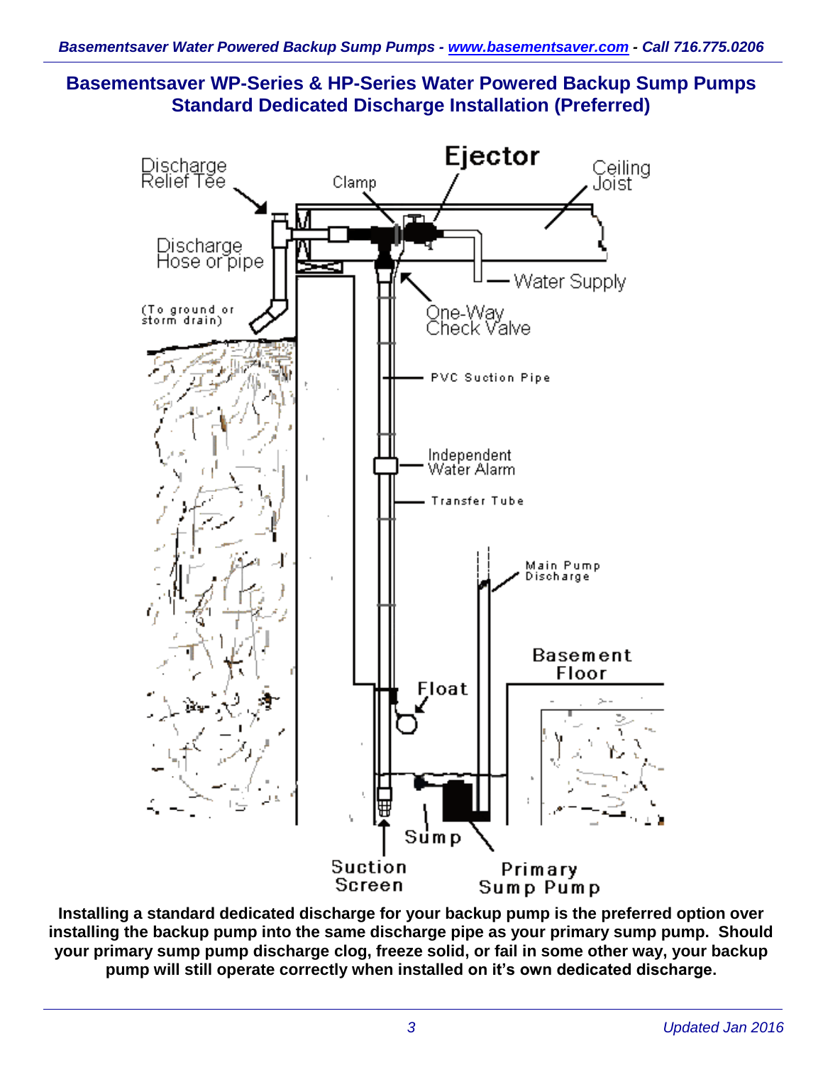## Basementsaver WP-Series & HP-Series Water Powered Backup Sump Pumps Standard Dedicated Discharge Installation (Preferred)

Discharge Relief Tee

Clamp

Ejector

Ceiling Joist

Discharge Hose or pipe

(To ground or storm drain)

Water Supply

One-Way Check Valve

PVC Suction Pipe

Independent Water Alarm

Transfer Tube

Main Pump Discharge

Basement Floor

Float

Sump

Suction Screen

Primary Sump Pump

**Installing a standard dedicated discharge for your backup pump is the preferred option over installing the backup pump into the same discharge pipe as your primary sump pump. Should your primary sump pump discharge clog, freeze solid, or fail in some other way, your backup pump will still operate correctly when installed on it's own dedicated discharge.**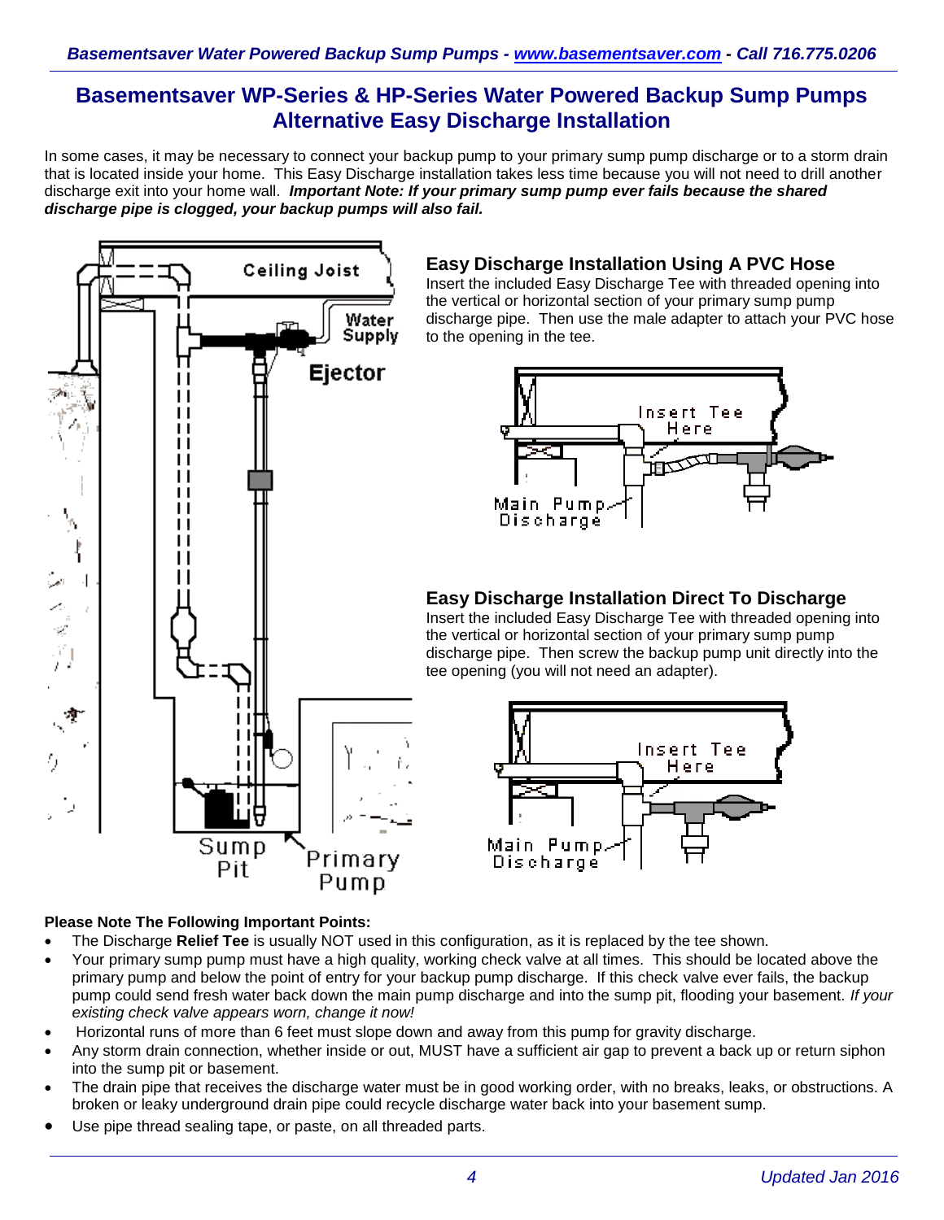## Basementsaver WP-Series & HP-Series Water Powered Backup Sump Pumps Alternative Easy Discharge Installation

In some cases, it may be necessary to connect your backup pump to your primary sump pump discharge or to a storm drain that is located inside your home. This Easy Discharge installation takes less time because you will not need to drill another discharge exit into your home wall. ***Important Note: If your primary sump pump ever fails because the shared discharge pipe is clogged, your backup pumps will also fail.***

Ceiling Joist

Water Supply

Ejector

Sump Pit

Primary Pump

### Easy Discharge Installation Using A PVC Hose

Insert the included Easy Discharge Tee with threaded opening into the vertical or horizontal section of your primary sump pump discharge pipe. Then use the male adapter to attach your PVC hose to the opening in the tee.

Insert Tee Here

Main Pump Discharge

### Easy Discharge Installation Direct To Discharge

Insert the included Easy Discharge Tee with threaded opening into the vertical or horizontal section of your primary sump pump discharge pipe. Then screw the backup pump unit directly into the tee opening (you will not need an adapter).

Insert Tee Here

Main Pump Discharge

**Please Note The Following Important Points:**

- The Discharge **Relief Tee** is usually NOT used in this configuration, as it is replaced by the tee shown.
- Your primary sump pump must have a high quality, working check valve at all times. This should be located above the primary pump and below the point of entry for your backup pump discharge. If this check valve ever fails, the backup pump could send fresh water back down the main pump discharge and into the sump pit, flooding your basement. *If your existing check valve appears worn, change it now!*
- Horizontal runs of more than 6 feet must slope down and away from this pump for gravity discharge.
- Any storm drain connection, whether inside or out, MUST have a sufficient air gap to prevent a back up or return siphon into the sump pit or basement.
- The drain pipe that receives the discharge water must be in good working order, with no breaks, leaks, or obstructions. A broken or leaky underground drain pipe could recycle discharge water back into your basement sump.
- Use pipe thread sealing tape, or paste, on all threaded parts.